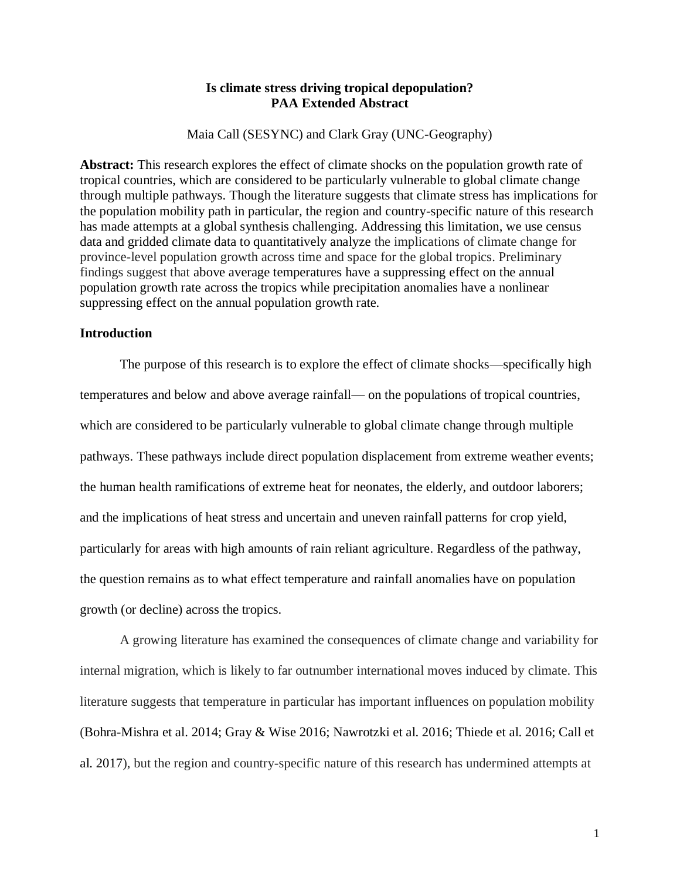# Is climate stress driving tropical depopulation?
## PAA Extended Abstract

Maia Call (SESYNC) and Clark Gray (UNC-Geography)

**Abstract:** This research explores the effect of climate shocks on the population growth rate of tropical countries, which are considered to be particularly vulnerable to global climate change through multiple pathways. Though the literature suggests that climate stress has implications for the population mobility path in particular, the region and country-specific nature of this research has made attempts at a global synthesis challenging. Addressing this limitation, we use census data and gridded climate data to quantitatively analyze the implications of climate change for province-level population growth across time and space for the global tropics. Preliminary findings suggest that above average temperatures have a suppressing effect on the annual population growth rate across the tropics while precipitation anomalies have a nonlinear suppressing effect on the annual population growth rate.

### Introduction

The purpose of this research is to explore the effect of climate shocks—specifically high temperatures and below and above average rainfall— on the populations of tropical countries, which are considered to be particularly vulnerable to global climate change through multiple pathways. These pathways include direct population displacement from extreme weather events; the human health ramifications of extreme heat for neonates, the elderly, and outdoor laborers; and the implications of heat stress and uncertain and uneven rainfall patterns for crop yield, particularly for areas with high amounts of rain reliant agriculture. Regardless of the pathway, the question remains as to what effect temperature and rainfall anomalies have on population growth (or decline) across the tropics.

A growing literature has examined the consequences of climate change and variability for internal migration, which is likely to far outnumber international moves induced by climate. This literature suggests that temperature in particular has important influences on population mobility (Bohra-Mishra et al. 2014; Gray & Wise 2016; Nawrotzki et al. 2016; Thiede et al. 2016; Call et al. 2017), but the region and country-specific nature of this research has undermined attempts at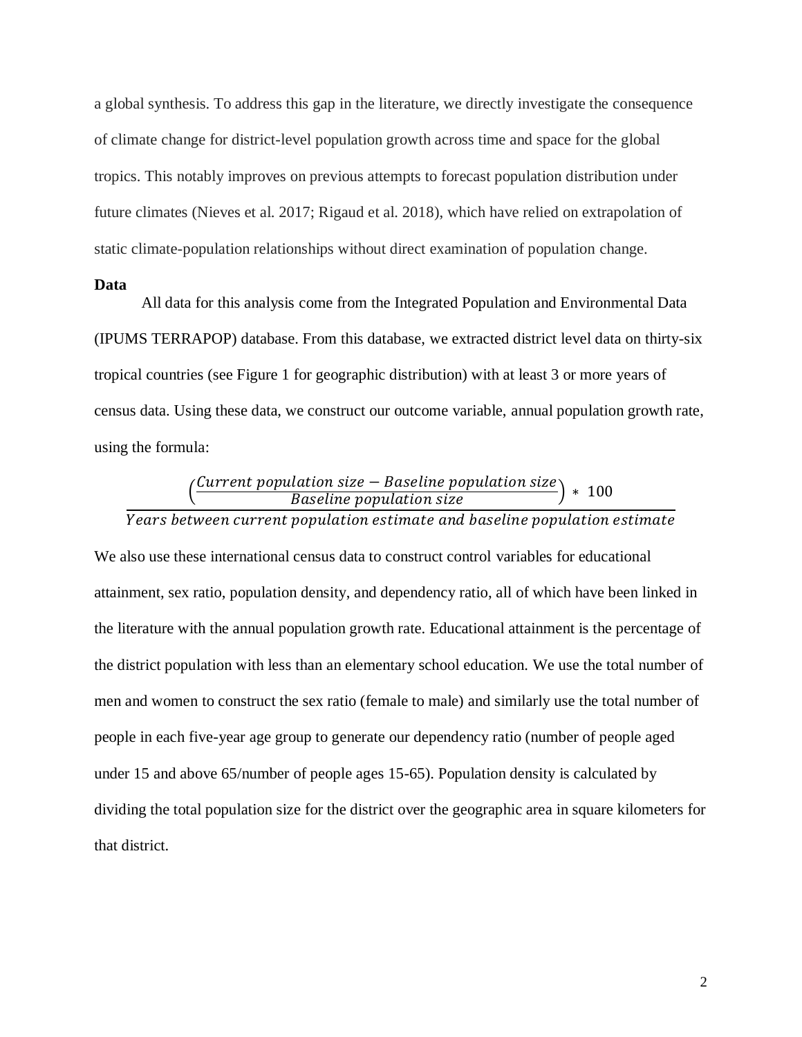a global synthesis. To address this gap in the literature, we directly investigate the consequence of climate change for district-level population growth across time and space for the global tropics. This notably improves on previous attempts to forecast population distribution under future climates (Nieves et al. 2017; Rigaud et al. 2018), which have relied on extrapolation of static climate-population relationships without direct examination of population change.

**Data**

All data for this analysis come from the Integrated Population and Environmental Data (IPUMS TERRAPOP) database. From this database, we extracted district level data on thirty-six tropical countries (see Figure 1 for geographic distribution) with at least 3 or more years of census data. Using these data, we construct our outcome variable, annual population growth rate, using the formula:

$$\frac{\left(\frac{Current\ population\ size - Baseline\ population\ size}{Baseline\ population\ size}\right) * 100}{Years\ between\ current\ population\ estimate\ and\ baseline\ population\ estimate}$$

We also use these international census data to construct control variables for educational attainment, sex ratio, population density, and dependency ratio, all of which have been linked in the literature with the annual population growth rate. Educational attainment is the percentage of the district population with less than an elementary school education. We use the total number of men and women to construct the sex ratio (female to male) and similarly use the total number of people in each five-year age group to generate our dependency ratio (number of people aged under 15 and above 65/number of people ages 15-65). Population density is calculated by dividing the total population size for the district over the geographic area in square kilometers for that district.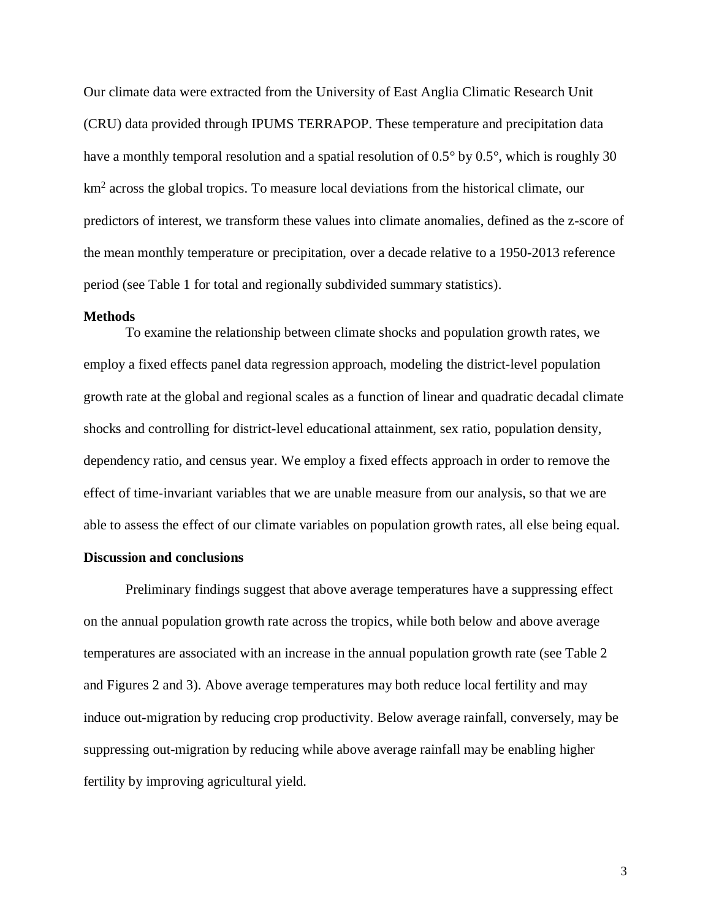Our climate data were extracted from the University of East Anglia Climatic Research Unit (CRU) data provided through IPUMS TERRAPOP. These temperature and precipitation data have a monthly temporal resolution and a spatial resolution of 0.5° by 0.5°, which is roughly 30 $km^2$ across the global tropics. To measure local deviations from the historical climate, our predictors of interest, we transform these values into climate anomalies, defined as the z-score of the mean monthly temperature or precipitation, over a decade relative to a 1950-2013 reference period (see Table 1 for total and regionally subdivided summary statistics).

**Methods**

To examine the relationship between climate shocks and population growth rates, we employ a fixed effects panel data regression approach, modeling the district-level population growth rate at the global and regional scales as a function of linear and quadratic decadal climate shocks and controlling for district-level educational attainment, sex ratio, population density, dependency ratio, and census year. We employ a fixed effects approach in order to remove the effect of time-invariant variables that we are unable measure from our analysis, so that we are able to assess the effect of our climate variables on population growth rates, all else being equal.

**Discussion and conclusions**

Preliminary findings suggest that above average temperatures have a suppressing effect on the annual population growth rate across the tropics, while both below and above average temperatures are associated with an increase in the annual population growth rate (see Table 2 and Figures 2 and 3). Above average temperatures may both reduce local fertility and may induce out-migration by reducing crop productivity. Below average rainfall, conversely, may be suppressing out-migration by reducing while above average rainfall may be enabling higher fertility by improving agricultural yield.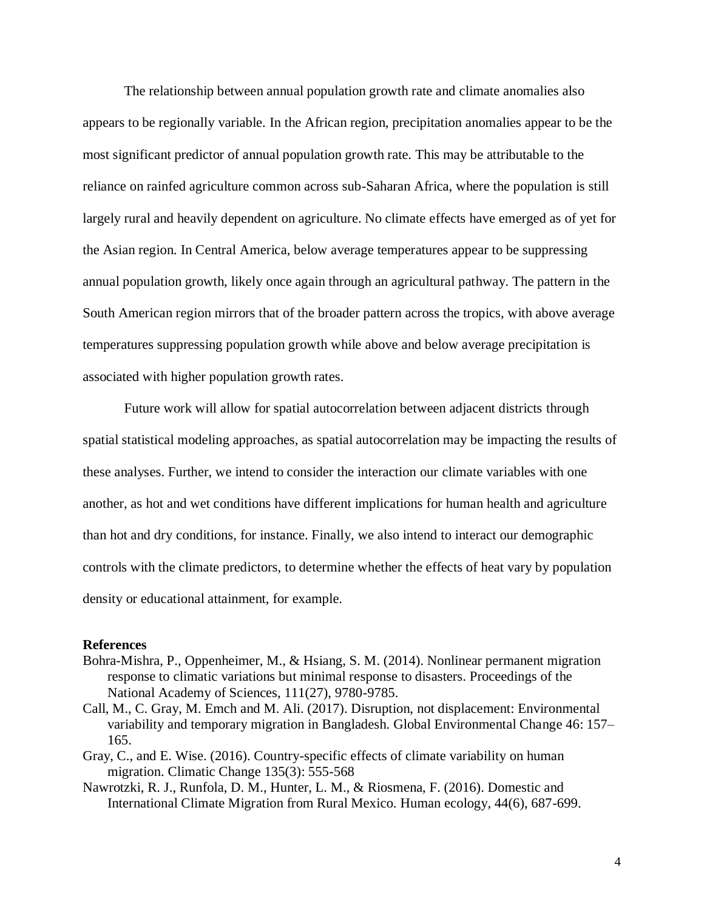The relationship between annual population growth rate and climate anomalies also appears to be regionally variable. In the African region, precipitation anomalies appear to be the most significant predictor of annual population growth rate. This may be attributable to the reliance on rainfed agriculture common across sub-Saharan Africa, where the population is still largely rural and heavily dependent on agriculture. No climate effects have emerged as of yet for the Asian region. In Central America, below average temperatures appear to be suppressing annual population growth, likely once again through an agricultural pathway. The pattern in the South American region mirrors that of the broader pattern across the tropics, with above average temperatures suppressing population growth while above and below average precipitation is associated with higher population growth rates.

Future work will allow for spatial autocorrelation between adjacent districts through spatial statistical modeling approaches, as spatial autocorrelation may be impacting the results of these analyses. Further, we intend to consider the interaction our climate variables with one another, as hot and wet conditions have different implications for human health and agriculture than hot and dry conditions, for instance. Finally, we also intend to interact our demographic controls with the climate predictors, to determine whether the effects of heat vary by population density or educational attainment, for example.

**References**

Bohra-Mishra, P., Oppenheimer, M., & Hsiang, S. M. (2014). Nonlinear permanent migration response to climatic variations but minimal response to disasters. Proceedings of the National Academy of Sciences, 111(27), 9780-9785.

Call, M., C. Gray, M. Emch and M. Ali. (2017). Disruption, not displacement: Environmental variability and temporary migration in Bangladesh. Global Environmental Change 46: 157–165.

Gray, C., and E. Wise. (2016). Country-specific effects of climate variability on human migration. Climatic Change 135(3): 555-568

Nawrotzki, R. J., Runfola, D. M., Hunter, L. M., & Riosmena, F. (2016). Domestic and International Climate Migration from Rural Mexico. Human ecology, 44(6), 687-699.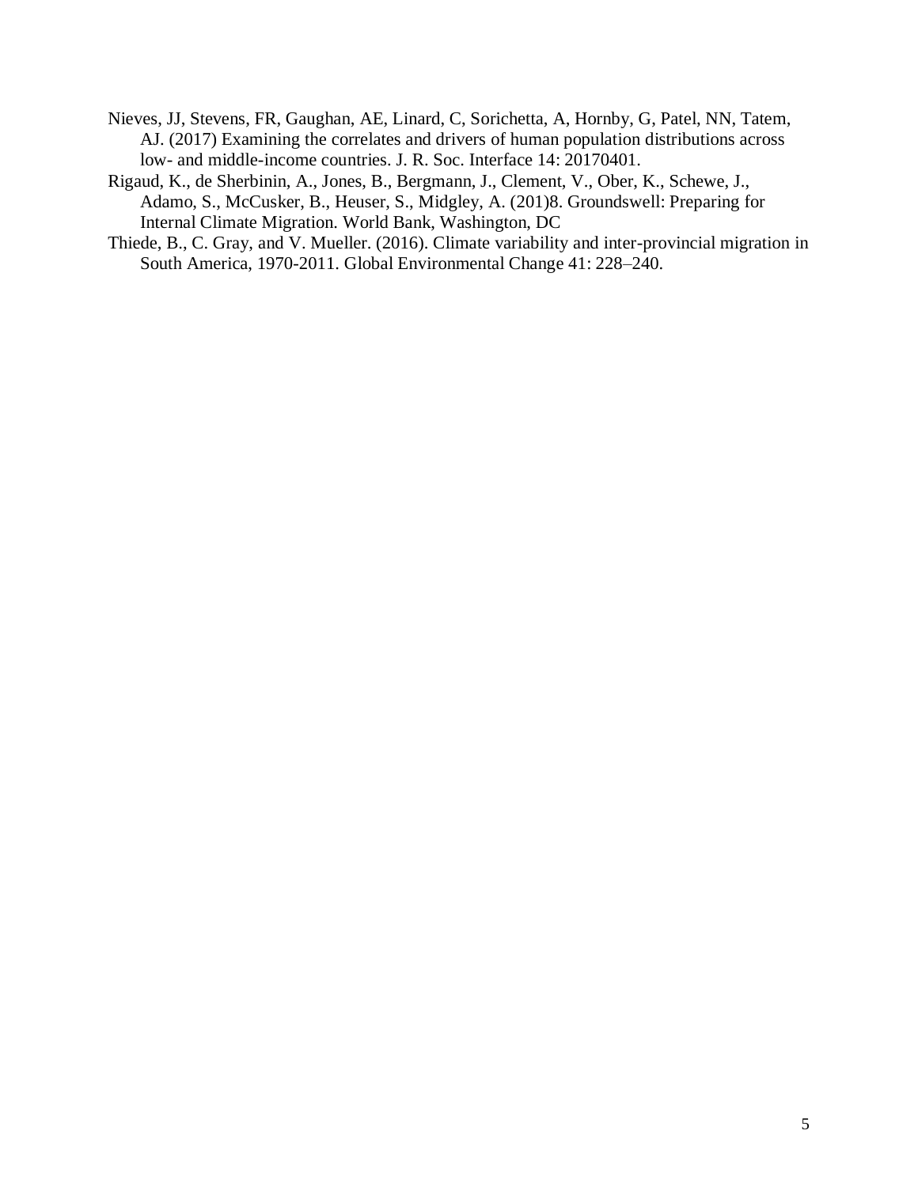Nieves, JJ, Stevens, FR, Gaughan, AE, Linard, C, Sorichetta, A, Hornby, G, Patel, NN, Tatem, AJ. (2017) Examining the correlates and drivers of human population distributions across low- and middle-income countries. J. R. Soc. Interface 14: 20170401.

Rigaud, K., de Sherbinin, A., Jones, B., Bergmann, J., Clement, V., Ober, K., Schewe, J., Adamo, S., McCusker, B., Heuser, S., Midgley, A. (201)8. Groundswell: Preparing for Internal Climate Migration. World Bank, Washington, DC

Thiede, B., C. Gray, and V. Mueller. (2016). Climate variability and inter-provincial migration in South America, 1970-2011. Global Environmental Change 41: 228–240.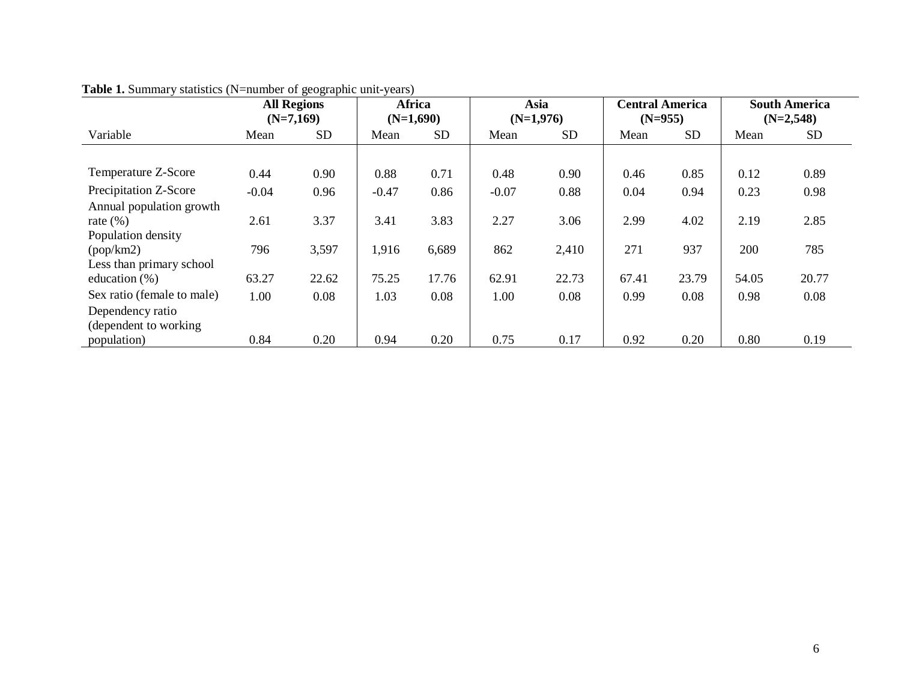**Table 1.** Summary statistics (N=number of geographic unit-years)

| | **All Regions (N=7,169)** | | **Africa (N=1,690)** | | **Asia (N=1,976)** | | **Central America (N=955)** | | **South America (N=2,548)** | |
|---|---|---|---|---|---|---|---|---|---|---|
| Variable | Mean | SD | Mean | SD | Mean | SD | Mean | SD | Mean | SD |
| Temperature Z-Score | 0.44 | 0.90 | 0.88 | 0.71 | 0.48 | 0.90 | 0.46 | 0.85 | 0.12 | 0.89 |
| Precipitation Z-Score | -0.04 | 0.96 | -0.47 | 0.86 | -0.07 | 0.88 | 0.04 | 0.94 | 0.23 | 0.98 |
| Annual population growth rate (%) | 2.61 | 3.37 | 3.41 | 3.83 | 2.27 | 3.06 | 2.99 | 4.02 | 2.19 | 2.85 |
| Population density (pop/km2) | 796 | 3,597 | 1,916 | 6,689 | 862 | 2,410 | 271 | 937 | 200 | 785 |
| Less than primary school education (%) | 63.27 | 22.62 | 75.25 | 17.76 | 62.91 | 22.73 | 67.41 | 23.79 | 54.05 | 20.77 |
| Sex ratio (female to male) | 1.00 | 0.08 | 1.03 | 0.08 | 1.00 | 0.08 | 0.99 | 0.08 | 0.98 | 0.08 |
| Dependency ratio (dependent to working population) | 0.84 | 0.20 | 0.94 | 0.20 | 0.75 | 0.17 | 0.92 | 0.20 | 0.80 | 0.19 |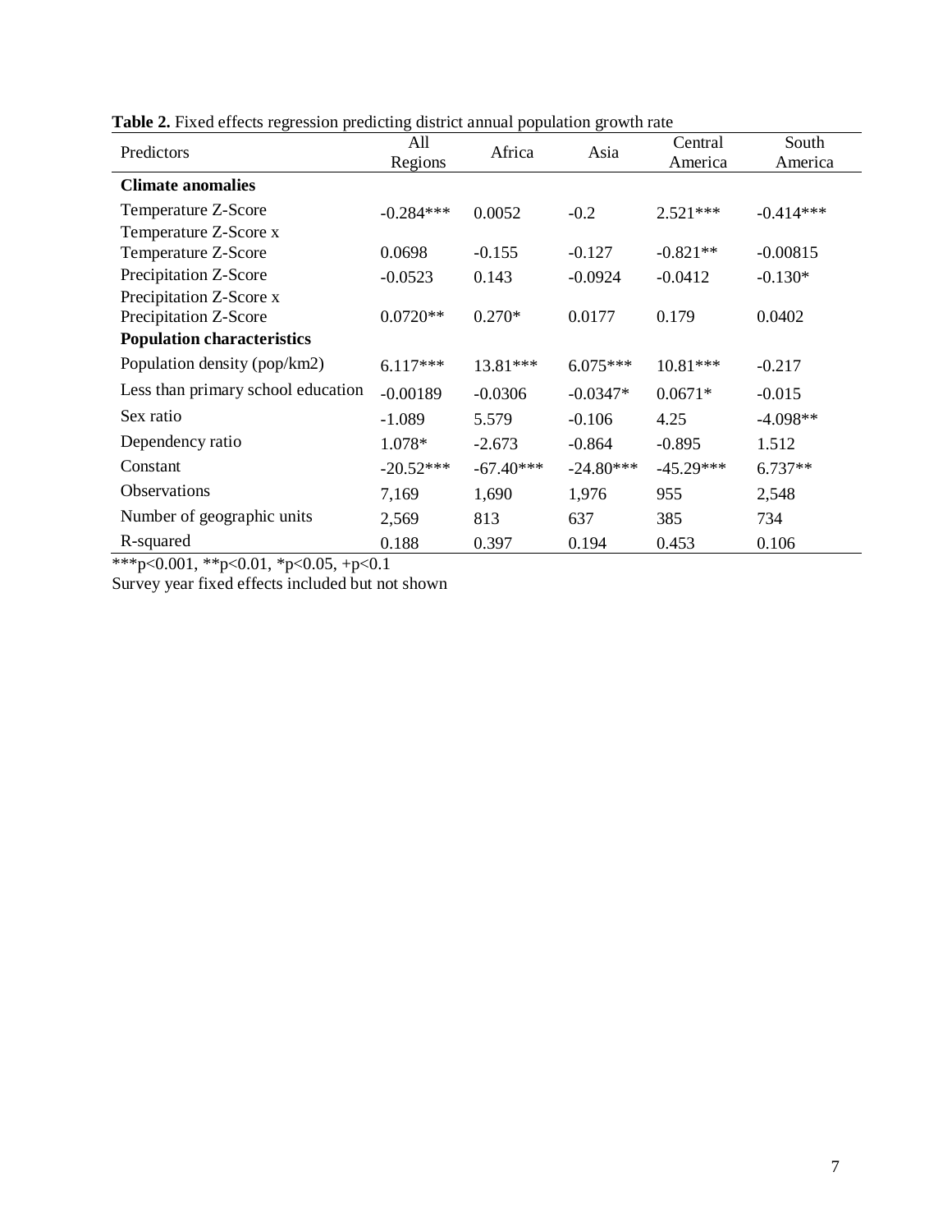**Table 2.** Fixed effects regression predicting district annual population growth rate

| Predictors | All Regions | Africa | Asia | Central America | South America |
|---|---|---|---|---|---|
| **Climate anomalies** | | | | | |
| Temperature Z-Score | -0.284*** | 0.0052 | -0.2 | 2.521*** | -0.414*** |
| Temperature Z-Score x Temperature Z-Score | 0.0698 | -0.155 | -0.127 | -0.821** | -0.00815 |
| Precipitation Z-Score | -0.0523 | 0.143 | -0.0924 | -0.0412 | -0.130* |
| Precipitation Z-Score x Precipitation Z-Score | 0.0720** | 0.270* | 0.0177 | 0.179 | 0.0402 |
| **Population characteristics** | | | | | |
| Population density (pop/km2) | 6.117*** | 13.81*** | 6.075*** | 10.81*** | -0.217 |
| Less than primary school education | -0.00189 | -0.0306 | -0.0347* | 0.0671* | -0.015 |
| Sex ratio | -1.089 | 5.579 | -0.106 | 4.25 | -4.098** |
| Dependency ratio | 1.078* | -2.673 | -0.864 | -0.895 | 1.512 |
| Constant | -20.52*** | -67.40*** | -24.80*** | -45.29*** | 6.737** |
| Observations | 7,169 | 1,690 | 1,976 | 955 | 2,548 |
| Number of geographic units | 2,569 | 813 | 637 | 385 | 734 |
| R-squared | 0.188 | 0.397 | 0.194 | 0.453 | 0.106 |

***p<0.001, **p<0.01, *p<0.05, +p<0.1

Survey year fixed effects included but not shown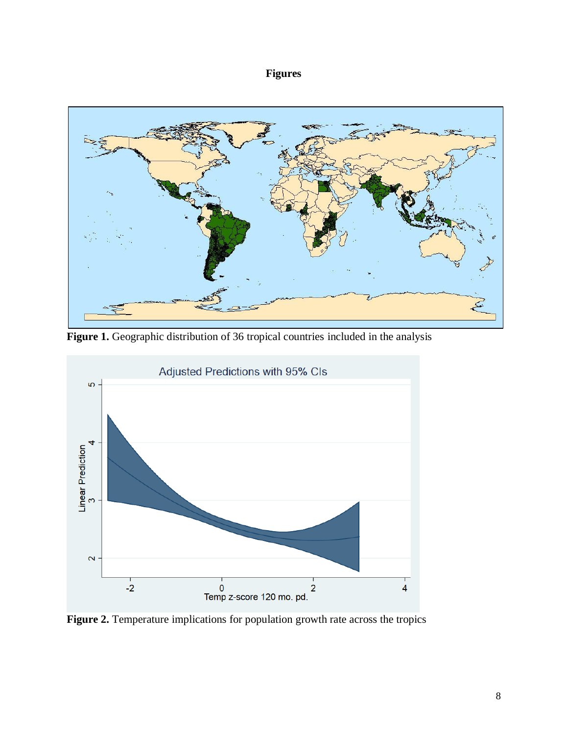**Figures**

**Figure 1.** Geographic distribution of 36 tropical countries included in the analysis

**Figure 2.** Temperature implications for population growth rate across the tropics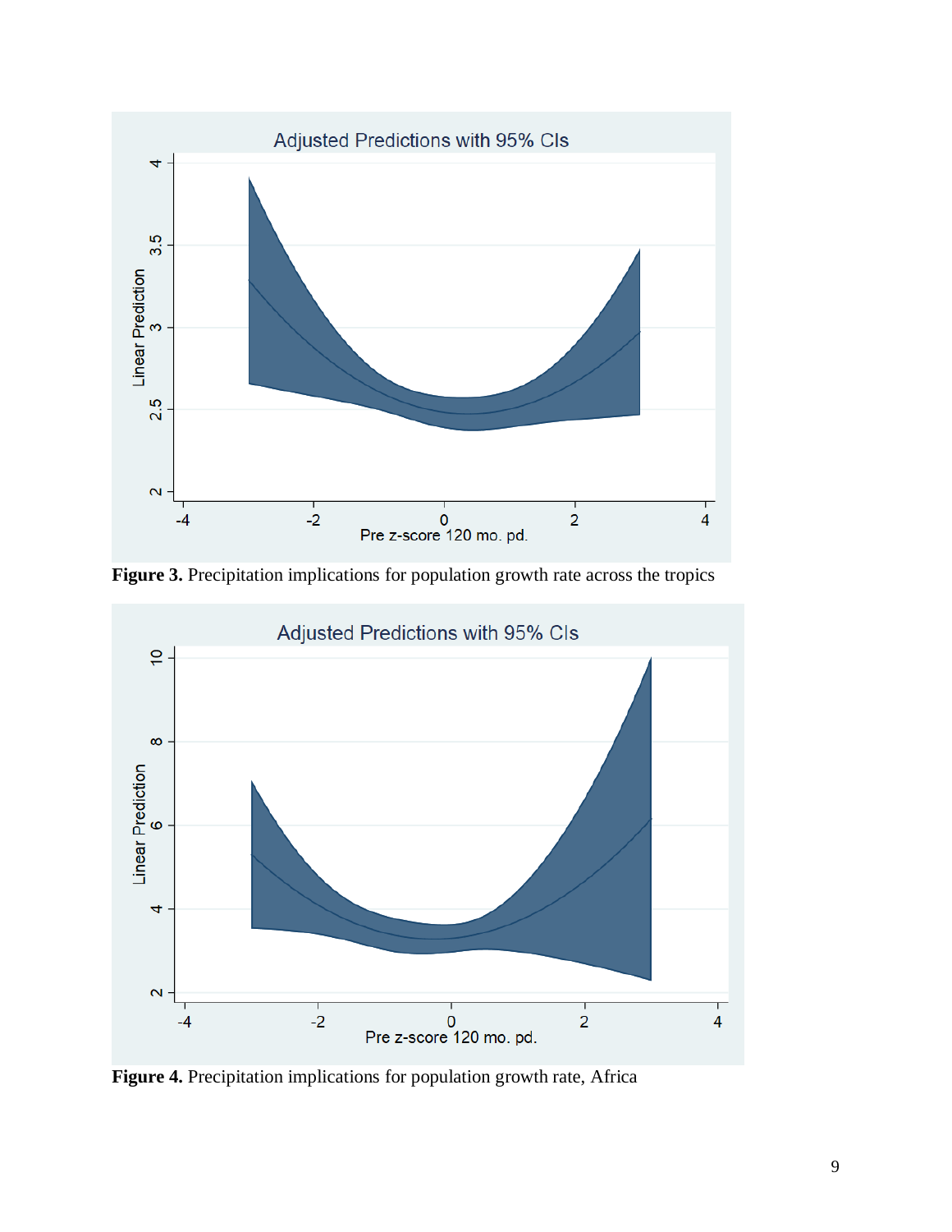**Figure 3.** Precipitation implications for population growth rate across the tropics

**Figure 4.** Precipitation implications for population growth rate, Africa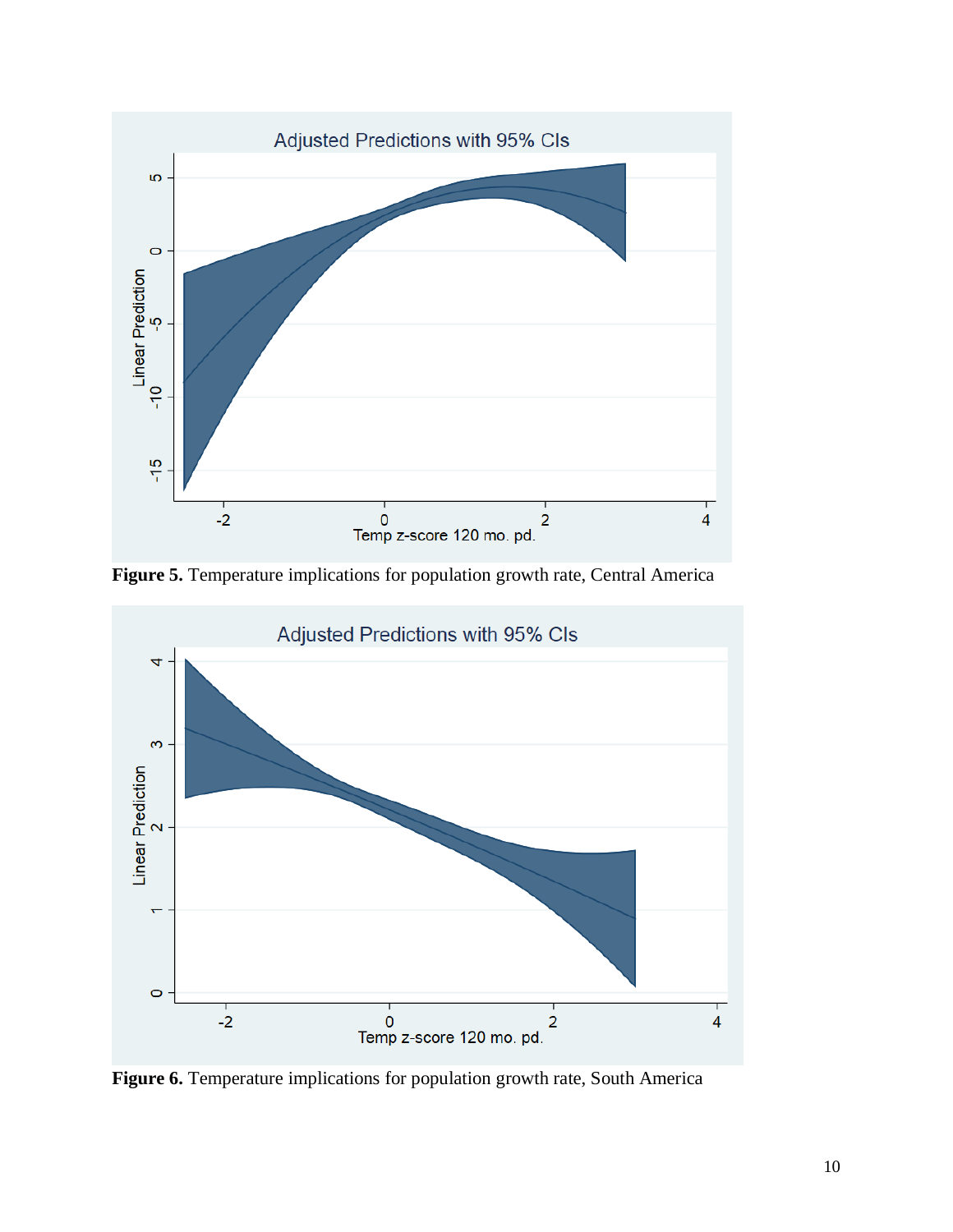**Figure 5.** Temperature implications for population growth rate, Central America

**Figure 6.** Temperature implications for population growth rate, South America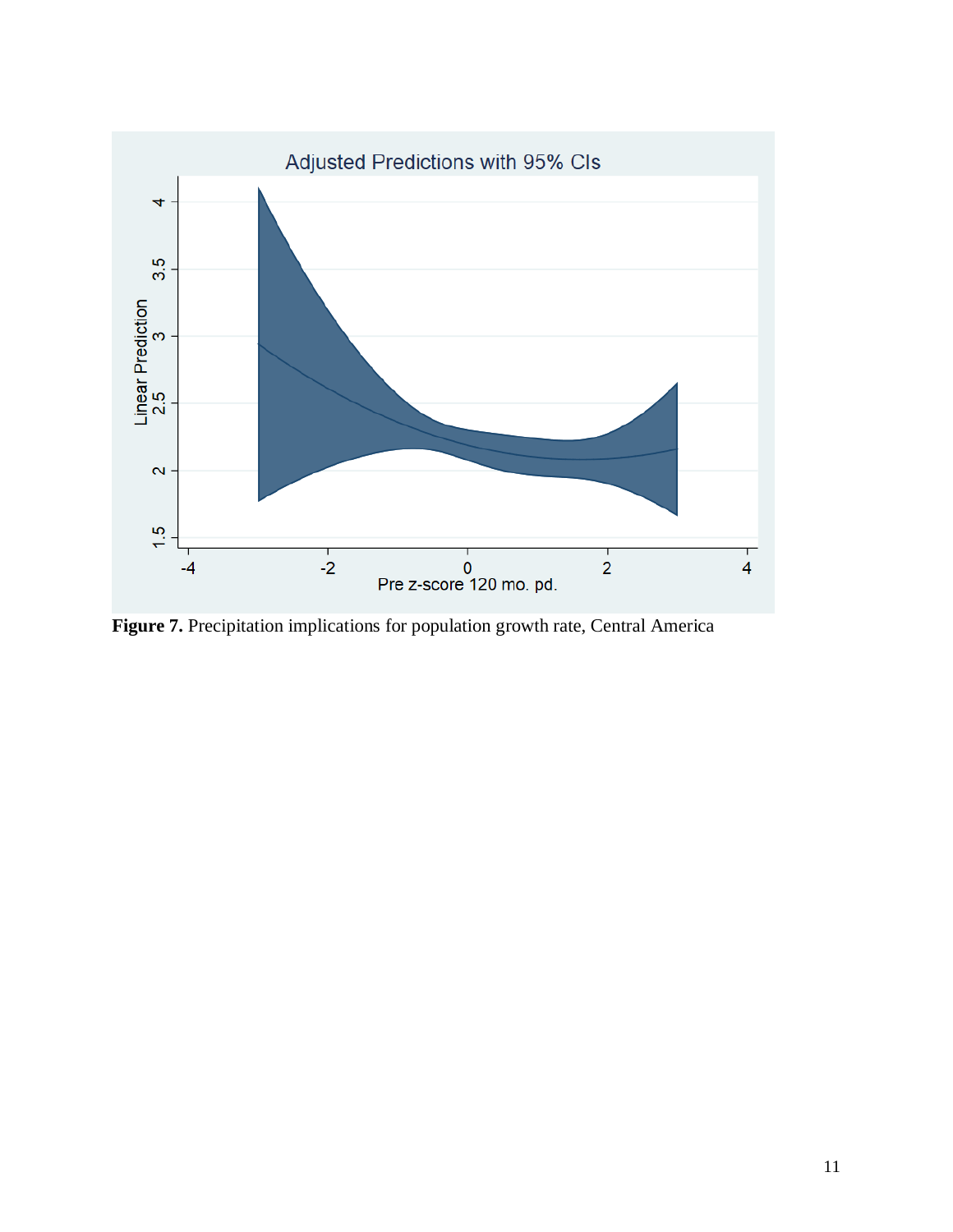Adjusted Predictions with 95% CIs

Linear Prediction

1.5
2
2.5
3
3.5
4

-4
-2
0
2
4

Pre z-score 120 mo. pd.

**Figure 7.** Precipitation implications for population growth rate, Central America